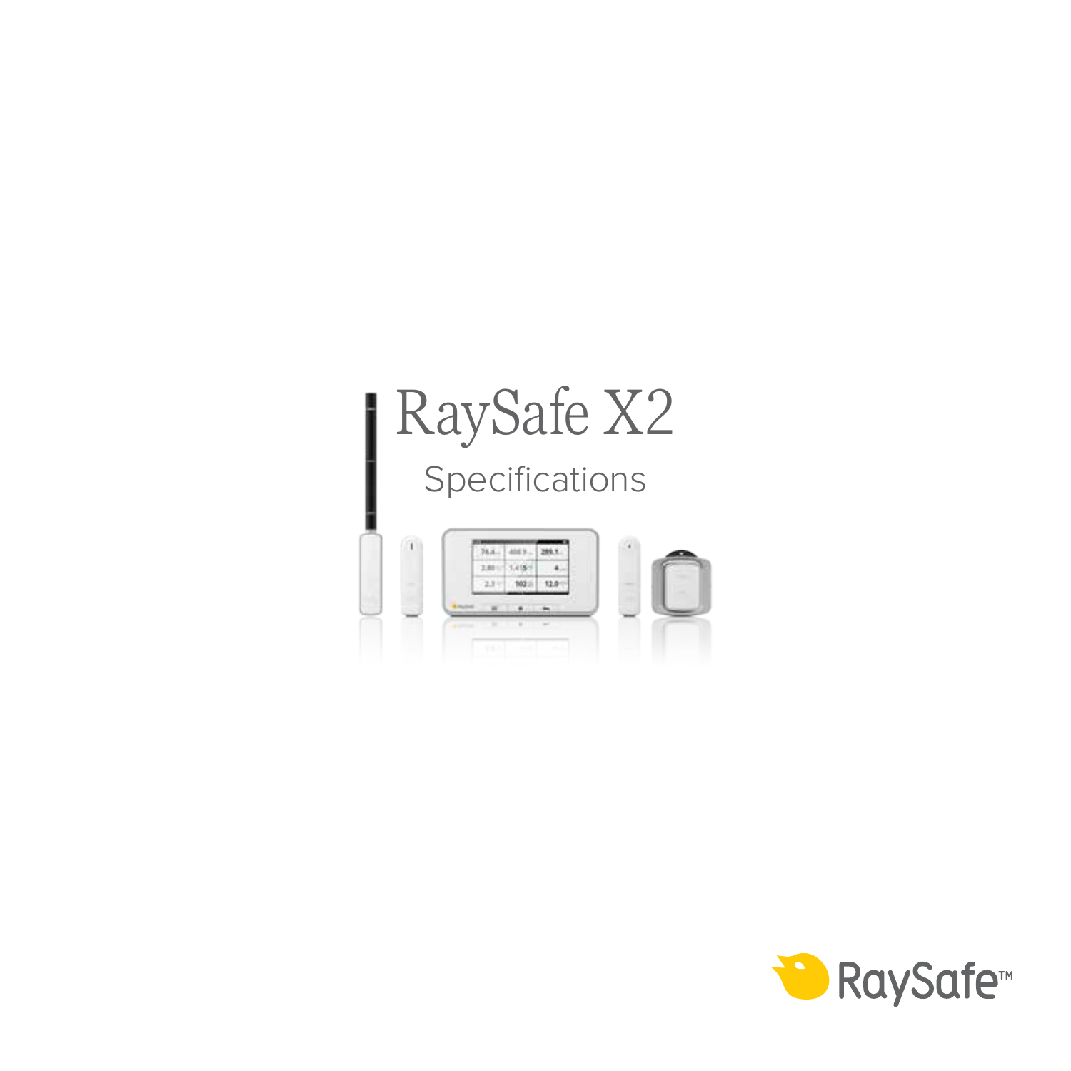# RaySafe X2

## Specifications

RaySafe™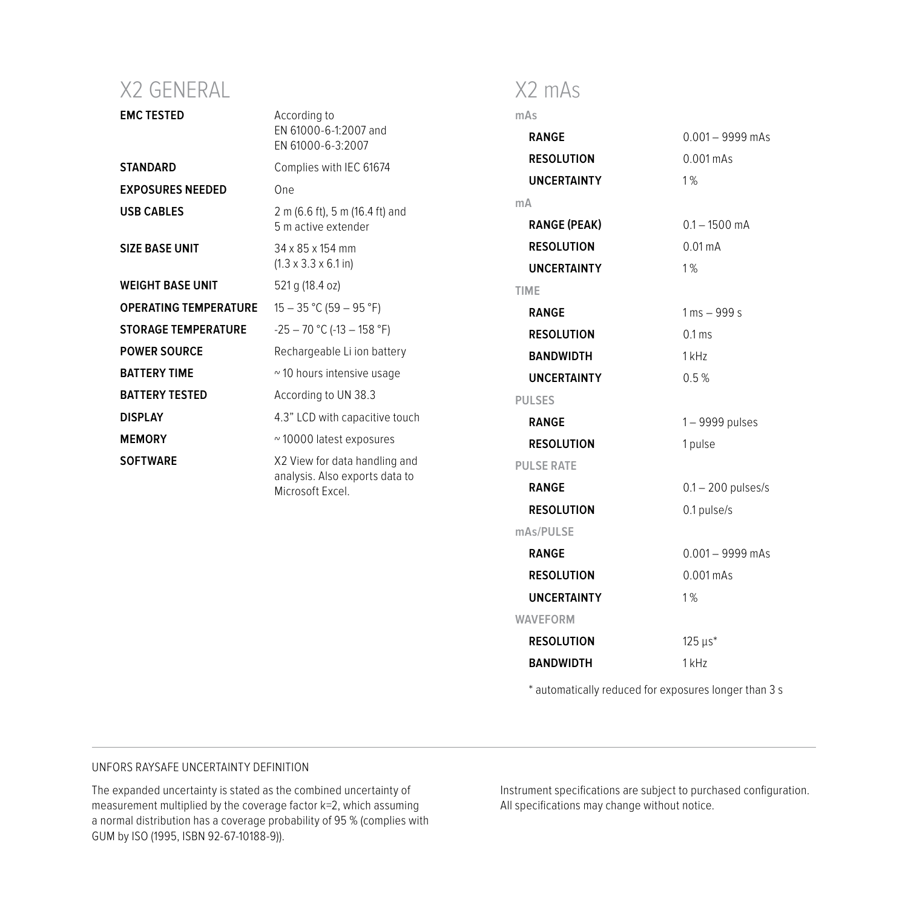## X2 GENERAL

| | |
|---|---|
| **EMC TESTED** | According to EN 61000-6-1:2007 and EN 61000-6-3:2007 |
| **STANDARD** | Complies with IEC 61674 |
| **EXPOSURES NEEDED** | One |
| **USB CABLES** | 2 m (6.6 ft), 5 m (16.4 ft) and 5 m active extender |
| **SIZE BASE UNIT** | 34 x 85 x 154 mm (1.3 x 3.3 x 6.1 in) |
| **WEIGHT BASE UNIT** | 521 g (18.4 oz) |
| **OPERATING TEMPERATURE** | 15 – 35 °C (59 – 95 °F) |
| **STORAGE TEMPERATURE** | -25 – 70 °C (-13 – 158 °F) |
| **POWER SOURCE** | Rechargeable Li ion battery |
| **BATTERY TIME** | ~ 10 hours intensive usage |
| **BATTERY TESTED** | According to UN 38.3 |
| **DISPLAY** | 4.3" LCD with capacitive touch |
| **MEMORY** | ~ 10000 latest exposures |
| **SOFTWARE** | X2 View for data handling and analysis. Also exports data to Microsoft Excel. |

## X2 mAs

| | |
|---|---|
| mAs | |
| **RANGE** | 0.001 – 9999 mAs |
| **RESOLUTION** | 0.001 mAs |
| **UNCERTAINTY** | 1 % |
| mA | |
| **RANGE (PEAK)** | 0.1 – 1500 mA |
| **RESOLUTION** | 0.01 mA |
| **UNCERTAINTY** | 1 % |
| TIME | |
| **RANGE** | 1 ms – 999 s |
| **RESOLUTION** | 0.1 ms |
| **BANDWIDTH** | 1 kHz |
| **UNCERTAINTY** | 0.5 % |
| PULSES | |
| **RANGE** | 1 – 9999 pulses |
| **RESOLUTION** | 1 pulse |
| PULSE RATE | |
| **RANGE** | 0.1 – 200 pulses/s |
| **RESOLUTION** | 0.1 pulse/s |
| mAs/PULSE | |
| **RANGE** | 0.001 – 9999 mAs |
| **RESOLUTION** | 0.001 mAs |
| **UNCERTAINTY** | 1 % |
| WAVEFORM | |
| **RESOLUTION** | 125 µs* |
| **BANDWIDTH** | 1 kHz |

* automatically reduced for exposures longer than 3 s

---

UNFORS RAYSAFE UNCERTAINTY DEFINITION

The expanded uncertainty is stated as the combined uncertainty of measurement multiplied by the coverage factor k=2, which assuming a normal distribution has a coverage probability of 95 % (complies with GUM by ISO (1995, ISBN 92-67-10188-9)).

Instrument specifications are subject to purchased configuration. All specifications may change without notice.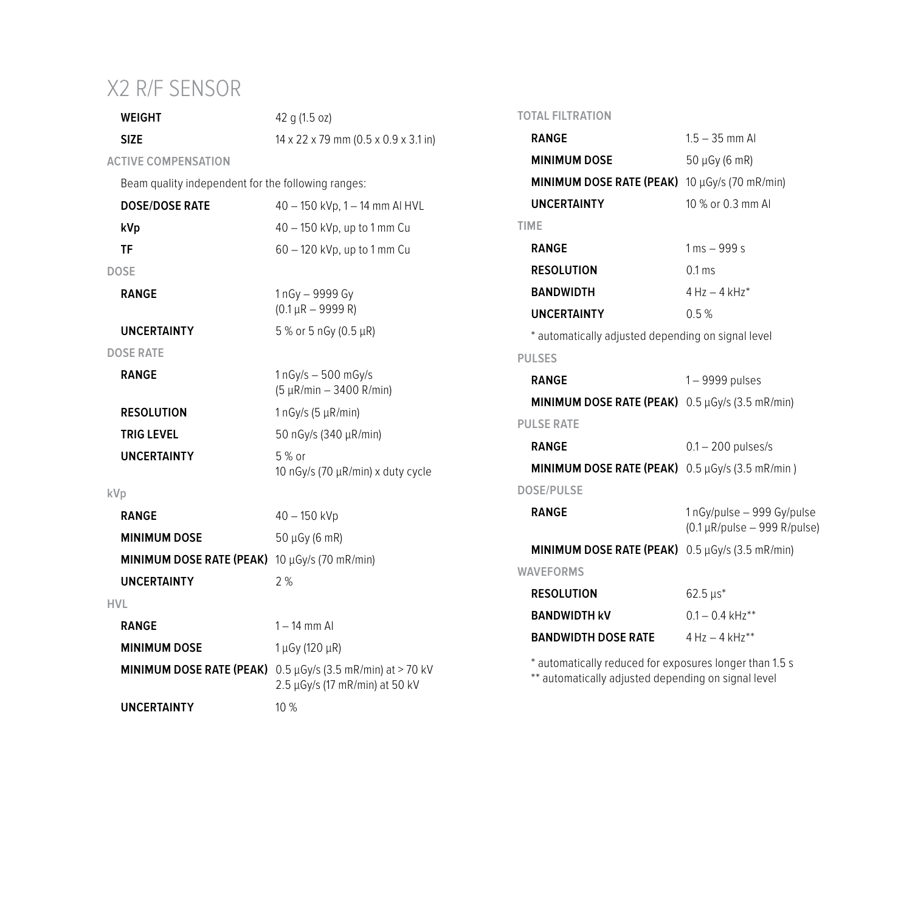# X2 R/F SENSOR

| | |
|---|---|
| **WEIGHT** | 42 g (1.5 oz) |
| **SIZE** | 14 x 22 x 79 mm (0.5 x 0.9 x 3.1 in) |

### ACTIVE COMPENSATION

Beam quality independent for the following ranges:

| | |
|---|---|
| **DOSE/DOSE RATE** | 40 – 150 kVp, 1 – 14 mm Al HVL |
| **kVp** | 40 – 150 kVp, up to 1 mm Cu |
| **TF** | 60 – 120 kVp, up to 1 mm Cu |

### DOSE

| | |
|---|---|
| **RANGE** | 1 nGy – 9999 Gy (0.1 µR – 9999 R) |
| **UNCERTAINTY** | 5 % or 5 nGy (0.5 µR) |

### DOSE RATE

| | |
|---|---|
| **RANGE** | 1 nGy/s – 500 mGy/s (5 µR/min – 3400 R/min) |
| **RESOLUTION** | 1 nGy/s (5 µR/min) |
| **TRIG LEVEL** | 50 nGy/s (340 µR/min) |
| **UNCERTAINTY** | 5 % or 10 nGy/s (70 µR/min) x duty cycle |

### kVp

| | |
|---|---|
| **RANGE** | 40 – 150 kVp |
| **MINIMUM DOSE** | 50 µGy (6 mR) |
| **MINIMUM DOSE RATE (PEAK)** | 10 µGy/s (70 mR/min) |
| **UNCERTAINTY** | 2 % |

### HVL

| | |
|---|---|
| **RANGE** | 1 – 14 mm Al |
| **MINIMUM DOSE** | 1 µGy (120 µR) |
| **MINIMUM DOSE RATE (PEAK)** | 0.5 µGy/s (3.5 mR/min) at > 70 kV<br>2.5 µGy/s (17 mR/min) at 50 kV |
| **UNCERTAINTY** | 10 % |

### TOTAL FILTRATION

| | |
|---|---|
| **RANGE** | 1.5 – 35 mm Al |
| **MINIMUM DOSE** | 50 µGy (6 mR) |
| **MINIMUM DOSE RATE (PEAK)** | 10 µGy/s (70 mR/min) |
| **UNCERTAINTY** | 10 % or 0.3 mm Al |

### TIME

| | |
|---|---|
| **RANGE** | 1 ms – 999 s |
| **RESOLUTION** | 0.1 ms |
| **BANDWIDTH** | 4 Hz – 4 kHz* |
| **UNCERTAINTY** | 0.5 % |

* automatically adjusted depending on signal level

### PULSES

| | |
|---|---|
| **RANGE** | 1 – 9999 pulses |
| **MINIMUM DOSE RATE (PEAK)** | 0.5 µGy/s (3.5 mR/min) |

### PULSE RATE

| | |
|---|---|
| **RANGE** | 0.1 – 200 pulses/s |
| **MINIMUM DOSE RATE (PEAK)** | 0.5 µGy/s (3.5 mR/min ) |

### DOSE/PULSE

| | |
|---|---|
| **RANGE** | 1 nGy/pulse – 999 Gy/pulse (0.1 µR/pulse – 999 R/pulse) |
| **MINIMUM DOSE RATE (PEAK)** | 0.5 µGy/s (3.5 mR/min) |

### WAVEFORMS

| | |
|---|---|
| **RESOLUTION** | 62.5 µs* |
| **BANDWIDTH kV** | 0.1 – 0.4 kHz** |
| **BANDWIDTH DOSE RATE** | 4 Hz – 4 kHz** |

* automatically reduced for exposures longer than 1.5 s
** automatically adjusted depending on signal level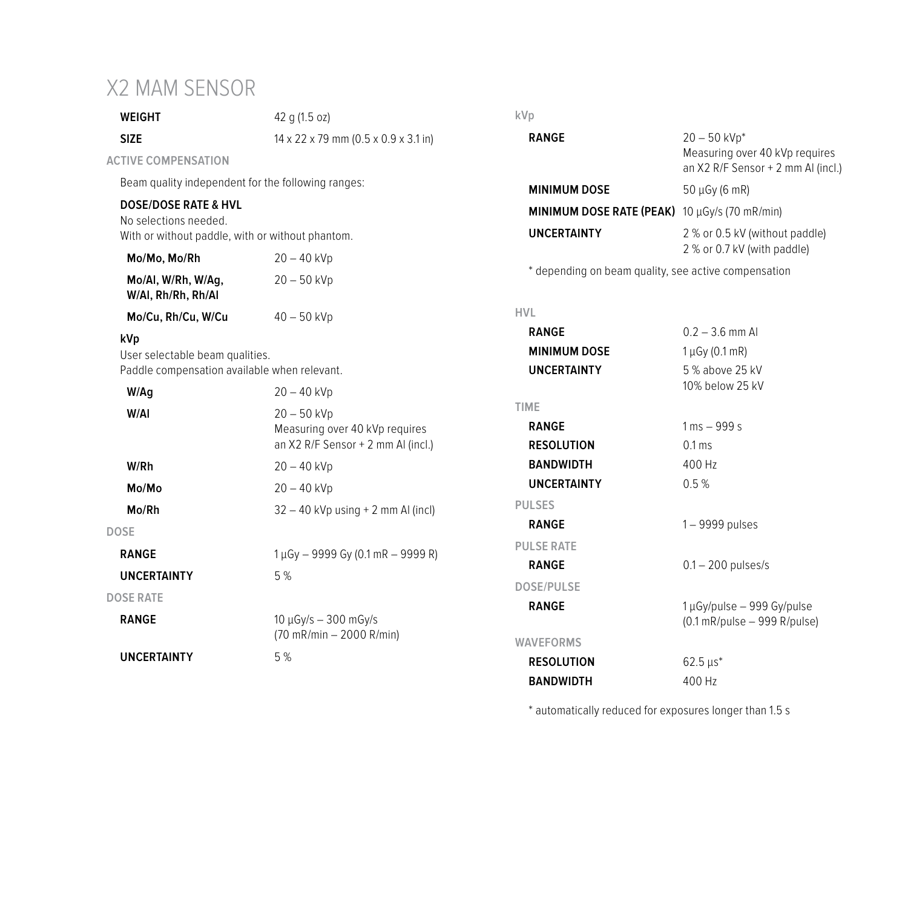# X2 MAM SENSOR

| | |
|---|---|
| **WEIGHT** | 42 g (1.5 oz) |
| **SIZE** | 14 x 22 x 79 mm (0.5 x 0.9 x 3.1 in) |

## ACTIVE COMPENSATION

Beam quality independent for the following ranges:

### DOSE/DOSE RATE & HVL

No selections needed.
With or without paddle, with or without phantom.

| | |
|---|---|
| **Mo/Mo, Mo/Rh** | 20 – 40 kVp |
| **Mo/Al, W/Rh, W/Ag, W/Al, Rh/Rh, Rh/Al** | 20 – 50 kVp |
| **Mo/Cu, Rh/Cu, W/Cu** | 40 – 50 kVp |

### kVp

User selectable beam qualities.
Paddle compensation available when relevant.

| | |
|---|---|
| **W/Ag** | 20 – 40 kVp |
| **W/Al** | 20 – 50 kVp<br>Measuring over 40 kVp requires an X2 R/F Sensor + 2 mm Al (incl.) |
| **W/Rh** | 20 – 40 kVp |
| **Mo/Mo** | 20 – 40 kVp |
| **Mo/Rh** | 32 – 40 kVp using + 2 mm Al (incl) |

## DOSE

| | |
|---|---|
| **RANGE** | 1 µGy – 9999 Gy (0.1 mR – 9999 R) |
| **UNCERTAINTY** | 5 % |

## DOSE RATE

| | |
|---|---|
| **RANGE** | 10 µGy/s – 300 mGy/s (70 mR/min – 2000 R/min) |
| **UNCERTAINTY** | 5 % |

## kVp

| | |
|---|---|
| **RANGE** | 20 – 50 kVp*<br>Measuring over 40 kVp requires an X2 R/F Sensor + 2 mm Al (incl.) |
| **MINIMUM DOSE** | 50 µGy (6 mR) |
| **MINIMUM DOSE RATE (PEAK)** | 10 µGy/s (70 mR/min) |
| **UNCERTAINTY** | 2 % or 0.5 kV (without paddle)<br>2 % or 0.7 kV (with paddle) |

\* depending on beam quality, see active compensation

## HVL

| | |
|---|---|
| **RANGE** | 0.2 – 3.6 mm Al |
| **MINIMUM DOSE** | 1 µGy (0.1 mR) |
| **UNCERTAINTY** | 5 % above 25 kV<br>10% below 25 kV |

## TIME

| | |
|---|---|
| **RANGE** | 1 ms – 999 s |
| **RESOLUTION** | 0.1 ms |
| **BANDWIDTH** | 400 Hz |
| **UNCERTAINTY** | 0.5 % |

## PULSES

| | |
|---|---|
| **RANGE** | 1 – 9999 pulses |

## PULSE RATE

| | |
|---|---|
| **RANGE** | 0.1 – 200 pulses/s |

## DOSE/PULSE

| | |
|---|---|
| **RANGE** | 1 µGy/pulse – 999 Gy/pulse (0.1 mR/pulse – 999 R/pulse) |

## WAVEFORMS

| | |
|---|---|
| **RESOLUTION** | 62.5 µs* |
| **BANDWIDTH** | 400 Hz |

\* automatically reduced for exposures longer than 1.5 s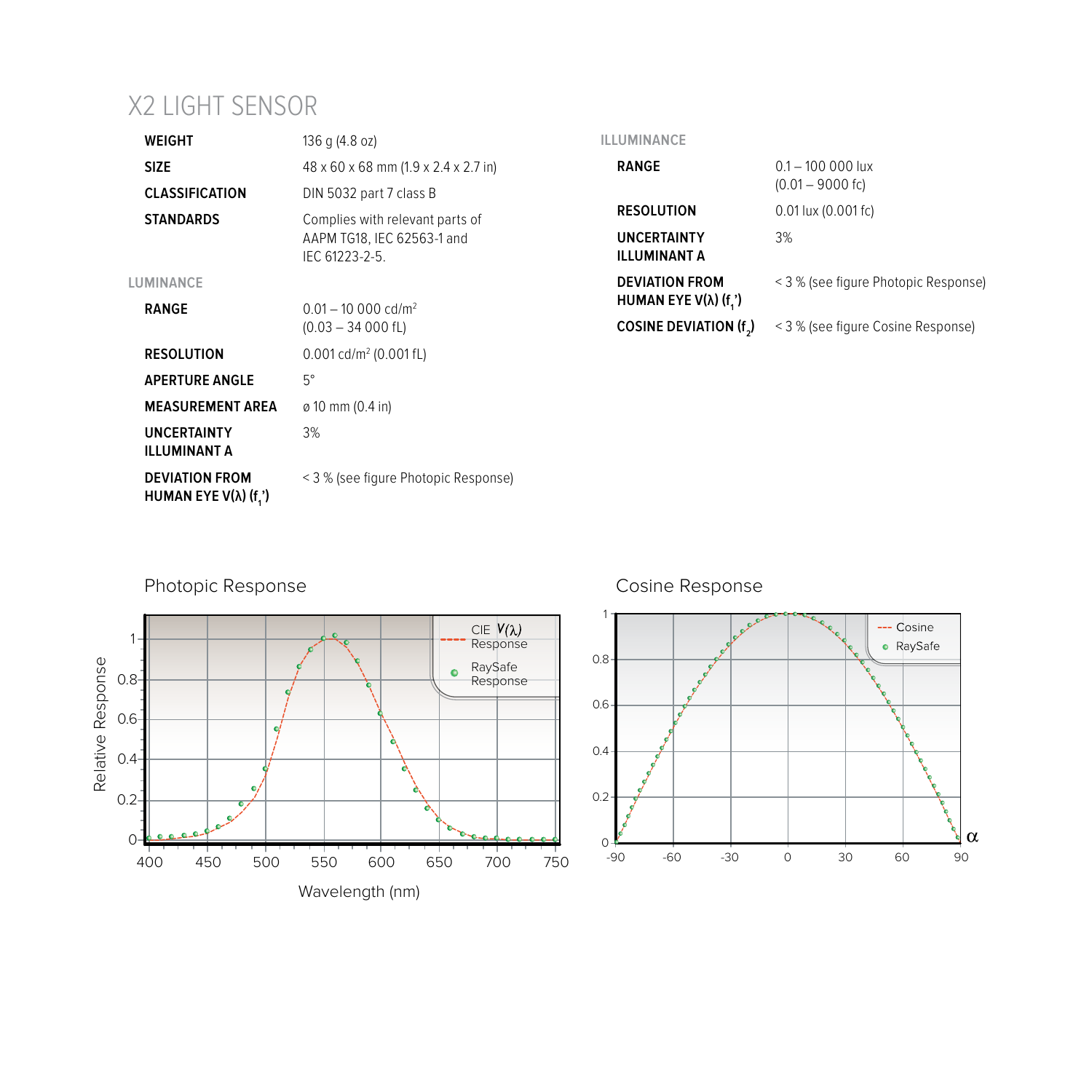# X2 LIGHT SENSOR

| | |
|---|---|
| **WEIGHT** | 136 g (4.8 oz) |
| **SIZE** | 48 x 60 x 68 mm (1.9 x 2.4 x 2.7 in) |
| **CLASSIFICATION** | DIN 5032 part 7 class B |
| **STANDARDS** | Complies with relevant parts of AAPM TG18, IEC 62563-1 and IEC 61223-2-5. |

### LUMINANCE

| | |
|---|---|
| **RANGE** | 0.01 – 10 000 cd/m² (0.03 – 34 000 fL) |
| **RESOLUTION** | 0.001 cd/m² (0.001 fL) |
| **APERTURE ANGLE** | 5° |
| **MEASUREMENT AREA** | ø 10 mm (0.4 in) |
| **UNCERTAINTY ILLUMINANT A** | 3% |
| **DEVIATION FROM HUMAN EYE V(λ) ($f_1$')** | < 3 % (see figure Photopic Response) |

### ILLUMINANCE

| | |
|---|---|
| **RANGE** | 0.1 – 100 000 lux (0.01 – 9000 fc) |
| **RESOLUTION** | 0.01 lux (0.001 fc) |
| **UNCERTAINTY ILLUMINANT A** | 3% |
| **DEVIATION FROM HUMAN EYE V(λ) ($f_1$')** | < 3 % (see figure Photopic Response) |
| **COSINE DEVIATION ($f_2$)** | < 3 % (see figure Cosine Response) |

Photopic Response

Cosine Response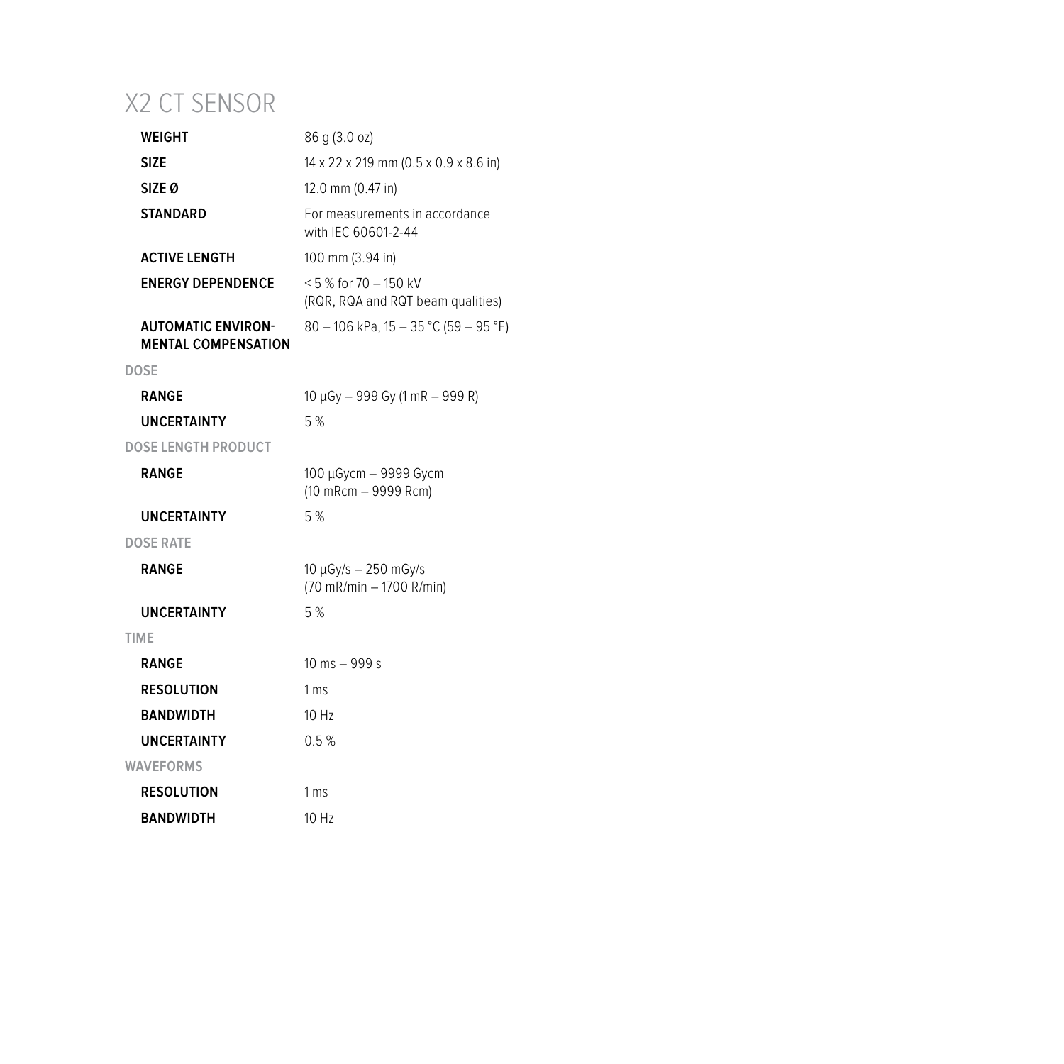# X2 CT SENSOR

| | |
|---|---|
| **WEIGHT** | 86 g (3.0 oz) |
| **SIZE** | 14 x 22 x 219 mm (0.5 x 0.9 x 8.6 in) |
| **SIZE Ø** | 12.0 mm (0.47 in) |
| **STANDARD** | For measurements in accordance with IEC 60601-2-44 |
| **ACTIVE LENGTH** | 100 mm (3.94 in) |
| **ENERGY DEPENDENCE** | < 5 % for 70 – 150 kV (RQR, RQA and RQT beam qualities) |
| **AUTOMATIC ENVIRONMENTAL COMPENSATION** | 80 – 106 kPa, 15 – 35 °C (59 – 95 °F) |
| DOSE | |
| **RANGE** | 10 µGy – 999 Gy (1 mR – 999 R) |
| **UNCERTAINTY** | 5 % |
| DOSE LENGTH PRODUCT | |
| **RANGE** | 100 µGycm – 9999 Gycm (10 mRcm – 9999 Rcm) |
| **UNCERTAINTY** | 5 % |
| DOSE RATE | |
| **RANGE** | 10 µGy/s – 250 mGy/s (70 mR/min – 1700 R/min) |
| **UNCERTAINTY** | 5 % |
| TIME | |
| **RANGE** | 10 ms – 999 s |
| **RESOLUTION** | 1 ms |
| **BANDWIDTH** | 10 Hz |
| **UNCERTAINTY** | 0.5 % |
| WAVEFORMS | |
| **RESOLUTION** | 1 ms |
| **BANDWIDTH** | 10 Hz |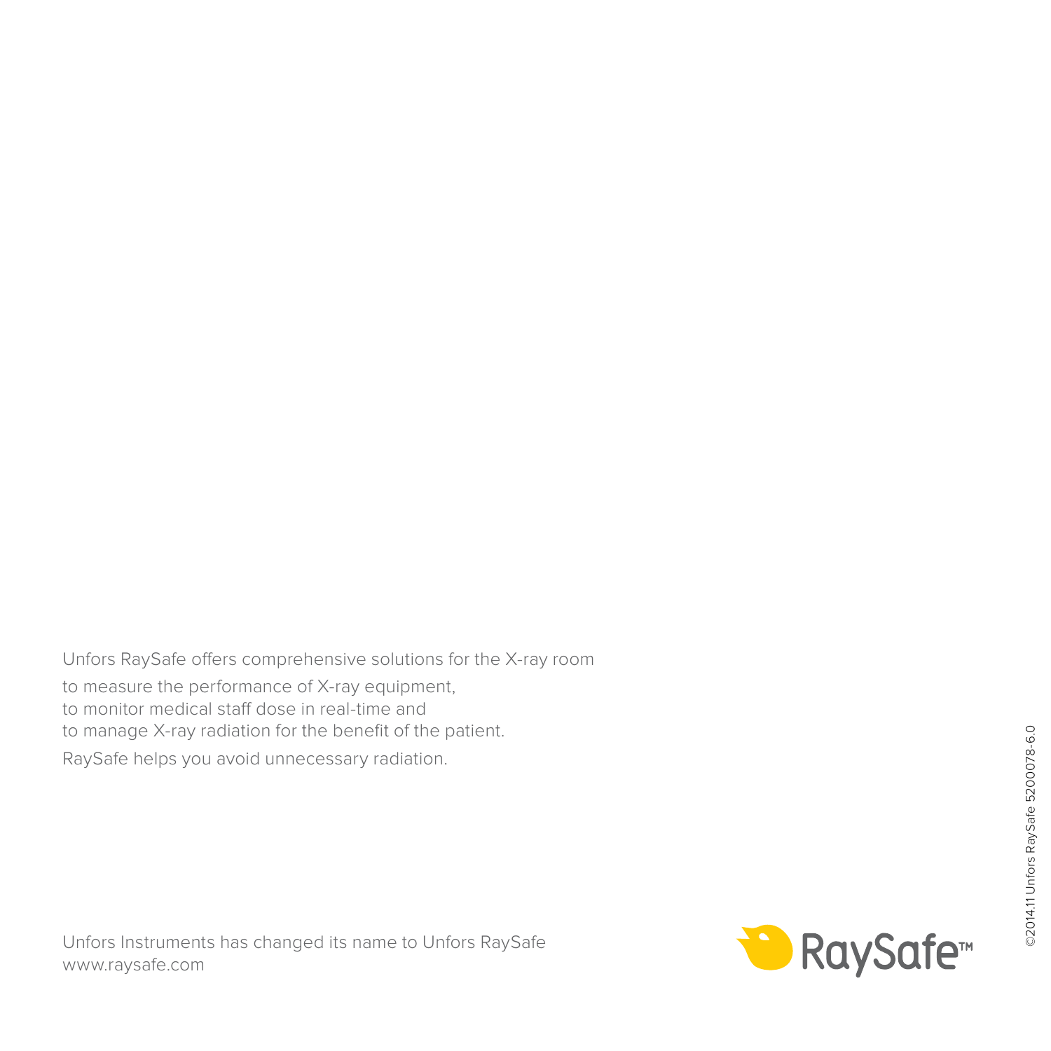Unfors RaySafe offers comprehensive solutions for the X-ray room

to measure the performance of X-ray equipment,  
to monitor medical staff dose in real-time and  
to manage X-ray radiation for the benefit of the patient.

RaySafe helps you avoid unnecessary radiation.

Unfors Instruments has changed its name to Unfors RaySafe  
www.raysafe.com

RaySafe™

©2014.11 Unfors RaySafe 5200078-6.0